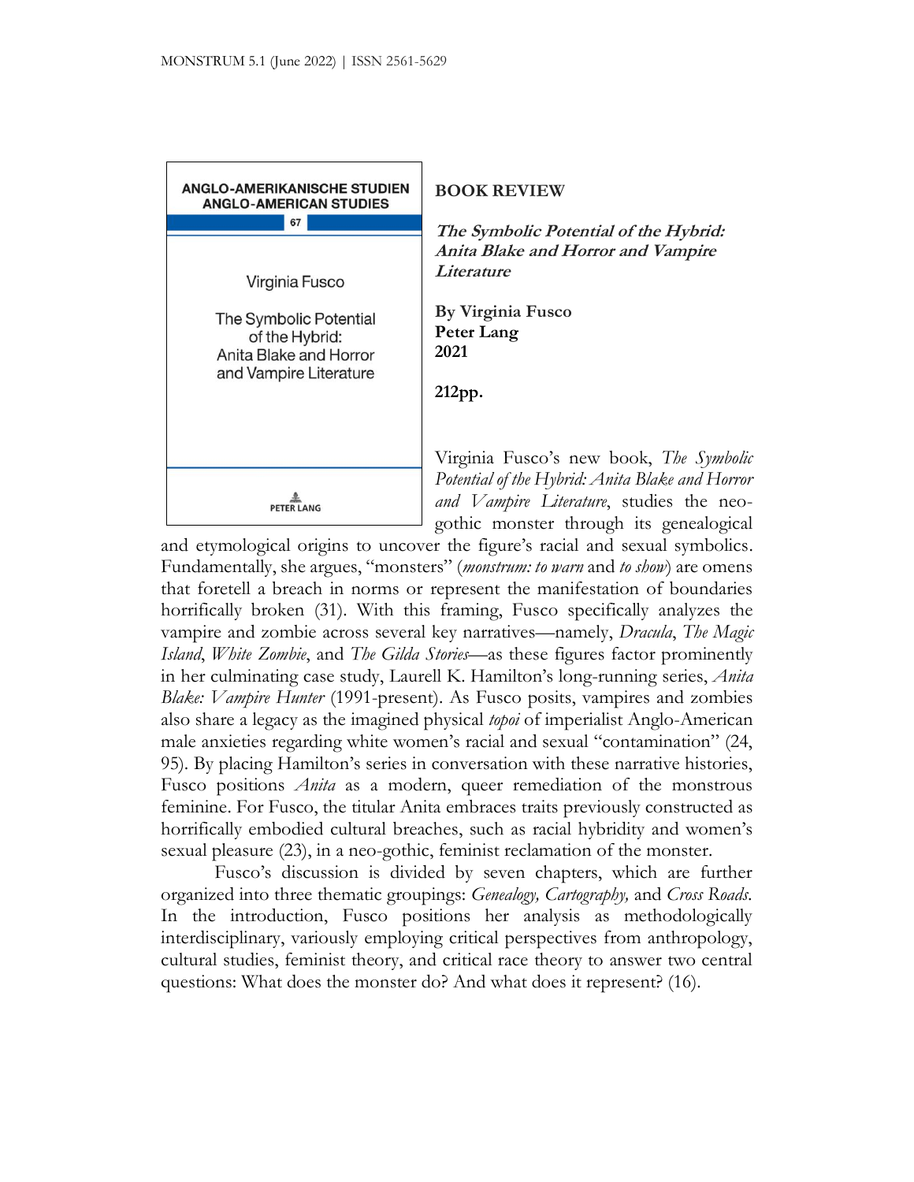**BOOK REVIEW**

***The Symbolic Potential of the Hybrid: Anita Blake and Horror and Vampire Literature***

**By Virginia Fusco**
**Peter Lang**
**2021**

**212pp.**

Virginia Fusco's new book, *The Symbolic Potential of the Hybrid: Anita Blake and Horror and Vampire Literature*, studies the neo-gothic monster through its genealogical and etymological origins to uncover the figure's racial and sexual symbolics. Fundamentally, she argues, "monsters" (*monstrum: to warn* and *to show*) are omens that foretell a breach in norms or represent the manifestation of boundaries horrifically broken (31). With this framing, Fusco specifically analyzes the vampire and zombie across several key narratives—namely, *Dracula*, *The Magic Island*, *White Zombie*, and *The Gilda Stories*—as these figures factor prominently in her culminating case study, Laurell K. Hamilton's long-running series, *Anita Blake: Vampire Hunter* (1991-present). As Fusco posits, vampires and zombies also share a legacy as the imagined physical *topoi* of imperialist Anglo-American male anxieties regarding white women's racial and sexual "contamination" (24, 95). By placing Hamilton's series in conversation with these narrative histories, Fusco positions *Anita* as a modern, queer remediation of the monstrous feminine. For Fusco, the titular Anita embraces traits previously constructed as horrifically embodied cultural breaches, such as racial hybridity and women's sexual pleasure (23), in a neo-gothic, feminist reclamation of the monster.

Fusco's discussion is divided by seven chapters, which are further organized into three thematic groupings: *Genealogy, Cartography,* and *Cross Roads*. In the introduction, Fusco positions her analysis as methodologically interdisciplinary, variously employing critical perspectives from anthropology, cultural studies, feminist theory, and critical race theory to answer two central questions: What does the monster do? And what does it represent? (16).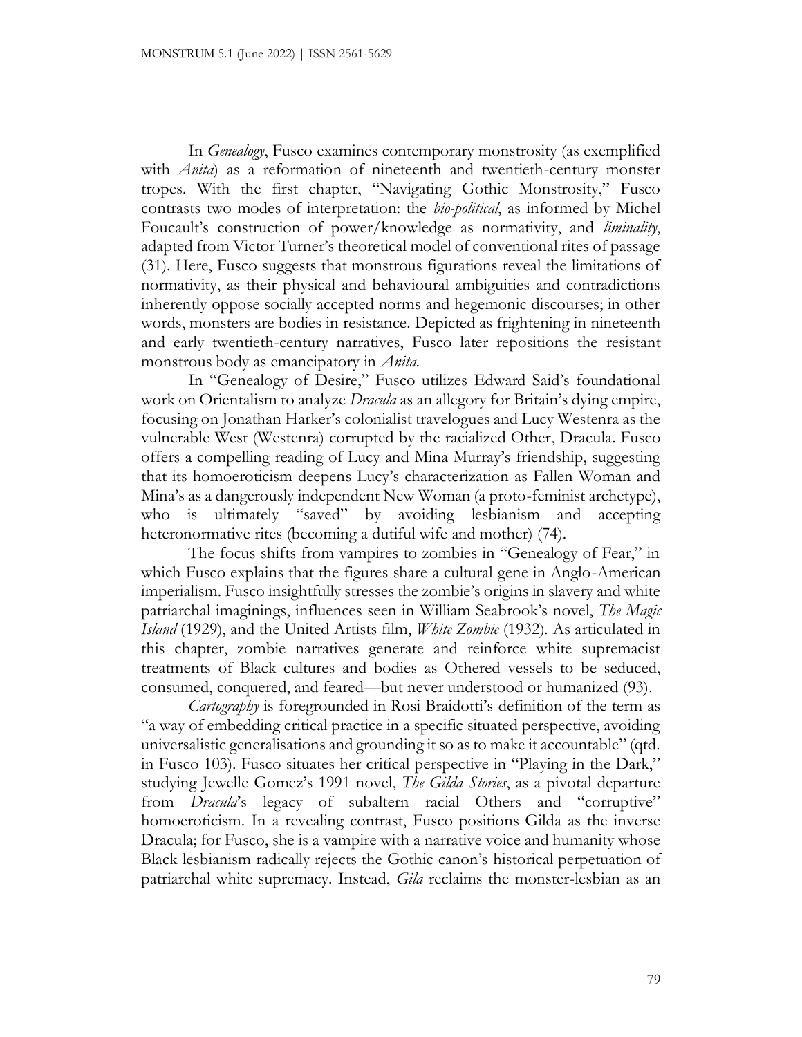In *Genealogy*, Fusco examines contemporary monstrosity (as exemplified with *Anita*) as a reformation of nineteenth and twentieth-century monster tropes. With the first chapter, "Navigating Gothic Monstrosity," Fusco contrasts two modes of interpretation: the *bio-political*, as informed by Michel Foucault's construction of power/knowledge as normativity, and *liminality*, adapted from Victor Turner's theoretical model of conventional rites of passage (31). Here, Fusco suggests that monstrous figurations reveal the limitations of normativity, as their physical and behavioural ambiguities and contradictions inherently oppose socially accepted norms and hegemonic discourses; in other words, monsters are bodies in resistance. Depicted as frightening in nineteenth and early twentieth-century narratives, Fusco later repositions the resistant monstrous body as emancipatory in *Anita*.

In "Genealogy of Desire," Fusco utilizes Edward Said's foundational work on Orientalism to analyze *Dracula* as an allegory for Britain's dying empire, focusing on Jonathan Harker's colonialist travelogues and Lucy Westenra as the vulnerable West (Westenra) corrupted by the racialized Other, Dracula. Fusco offers a compelling reading of Lucy and Mina Murray's friendship, suggesting that its homoeroticism deepens Lucy's characterization as Fallen Woman and Mina's as a dangerously independent New Woman (a proto-feminist archetype), who is ultimately "saved" by avoiding lesbianism and accepting heteronormative rites (becoming a dutiful wife and mother) (74).

The focus shifts from vampires to zombies in "Genealogy of Fear," in which Fusco explains that the figures share a cultural gene in Anglo-American imperialism. Fusco insightfully stresses the zombie's origins in slavery and white patriarchal imaginings, influences seen in William Seabrook's novel, *The Magic Island* (1929), and the United Artists film, *White Zombie* (1932). As articulated in this chapter, zombie narratives generate and reinforce white supremacist treatments of Black cultures and bodies as Othered vessels to be seduced, consumed, conquered, and feared—but never understood or humanized (93).

*Cartography* is foregrounded in Rosi Braidotti's definition of the term as "a way of embedding critical practice in a specific situated perspective, avoiding universalistic generalisations and grounding it so as to make it accountable" (qtd. in Fusco 103). Fusco situates her critical perspective in "Playing in the Dark," studying Jewelle Gomez's 1991 novel, *The Gilda Stories*, as a pivotal departure from *Dracula*'s legacy of subaltern racial Others and "corruptive" homoeroticism. In a revealing contrast, Fusco positions Gilda as the inverse Dracula; for Fusco, she is a vampire with a narrative voice and humanity whose Black lesbianism radically rejects the Gothic canon's historical perpetuation of patriarchal white supremacy. Instead, *Gila* reclaims the monster-lesbian as an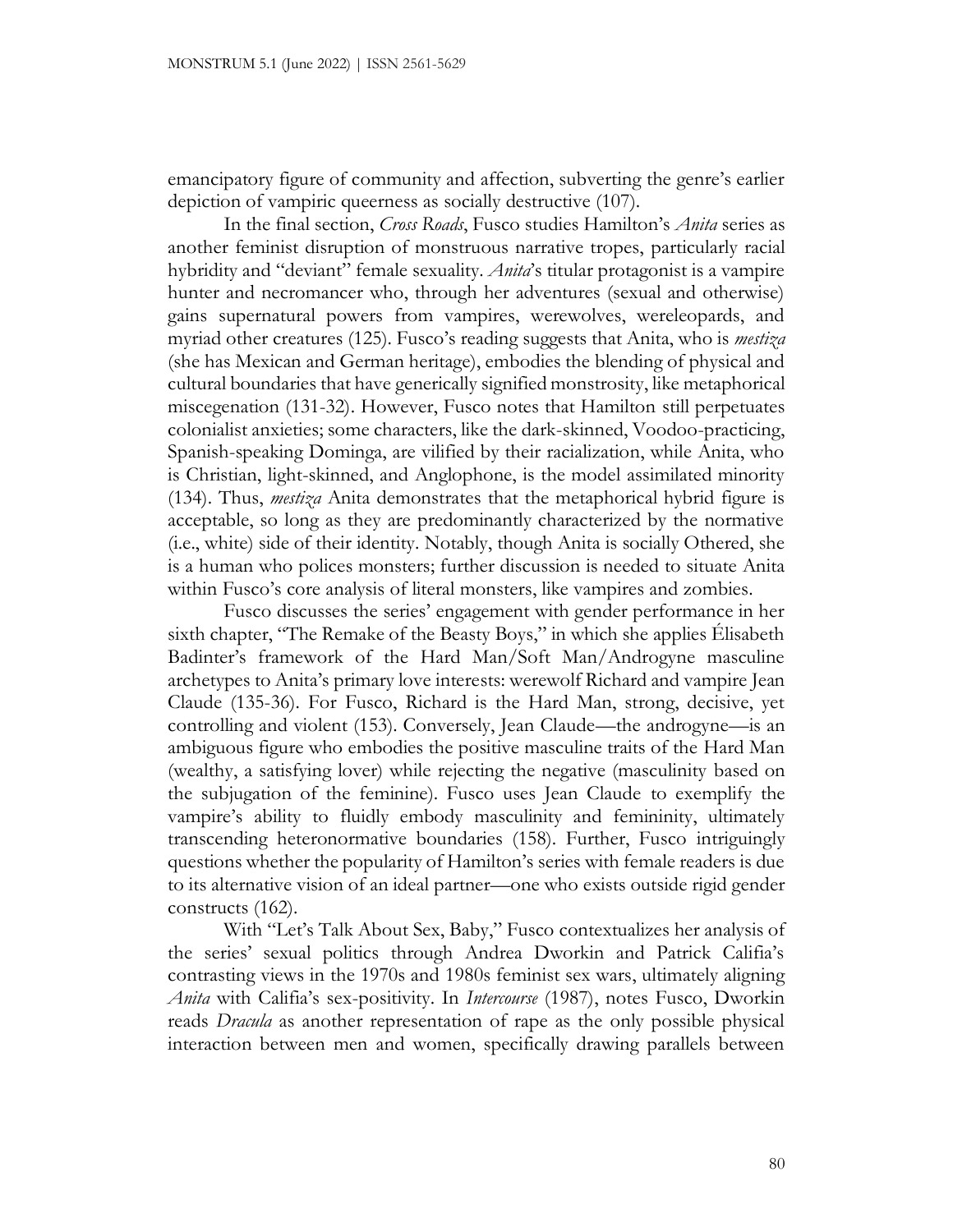emancipatory figure of community and affection, subverting the genre's earlier depiction of vampiric queerness as socially destructive (107).

In the final section, *Cross Roads*, Fusco studies Hamilton's *Anita* series as another feminist disruption of monstrous narrative tropes, particularly racial hybridity and "deviant" female sexuality. *Anita*'s titular protagonist is a vampire hunter and necromancer who, through her adventures (sexual and otherwise) gains supernatural powers from vampires, werewolves, wereleopards, and myriad other creatures (125). Fusco's reading suggests that Anita, who is *mestiza* (she has Mexican and German heritage), embodies the blending of physical and cultural boundaries that have generically signified monstrosity, like metaphorical miscegenation (131-32). However, Fusco notes that Hamilton still perpetuates colonialist anxieties; some characters, like the dark-skinned, Voodoo-practicing, Spanish-speaking Dominga, are vilified by their racialization, while Anita, who is Christian, light-skinned, and Anglophone, is the model assimilated minority (134). Thus, *mestiza* Anita demonstrates that the metaphorical hybrid figure is acceptable, so long as they are predominantly characterized by the normative (i.e., white) side of their identity. Notably, though Anita is socially Othered, she is a human who polices monsters; further discussion is needed to situate Anita within Fusco's core analysis of literal monsters, like vampires and zombies.

Fusco discusses the series' engagement with gender performance in her sixth chapter, "The Remake of the Beasty Boys," in which she applies Élisabeth Badinter's framework of the Hard Man/Soft Man/Androgyne masculine archetypes to Anita's primary love interests: werewolf Richard and vampire Jean Claude (135-36). For Fusco, Richard is the Hard Man, strong, decisive, yet controlling and violent (153). Conversely, Jean Claude—the androgyne—is an ambiguous figure who embodies the positive masculine traits of the Hard Man (wealthy, a satisfying lover) while rejecting the negative (masculinity based on the subjugation of the feminine). Fusco uses Jean Claude to exemplify the vampire's ability to fluidly embody masculinity and femininity, ultimately transcending heteronormative boundaries (158). Further, Fusco intriguingly questions whether the popularity of Hamilton's series with female readers is due to its alternative vision of an ideal partner—one who exists outside rigid gender constructs (162).

With "Let's Talk About Sex, Baby," Fusco contextualizes her analysis of the series' sexual politics through Andrea Dworkin and Patrick Califia's contrasting views in the 1970s and 1980s feminist sex wars, ultimately aligning *Anita* with Califia's sex-positivity. In *Intercourse* (1987), notes Fusco, Dworkin reads *Dracula* as another representation of rape as the only possible physical interaction between men and women, specifically drawing parallels between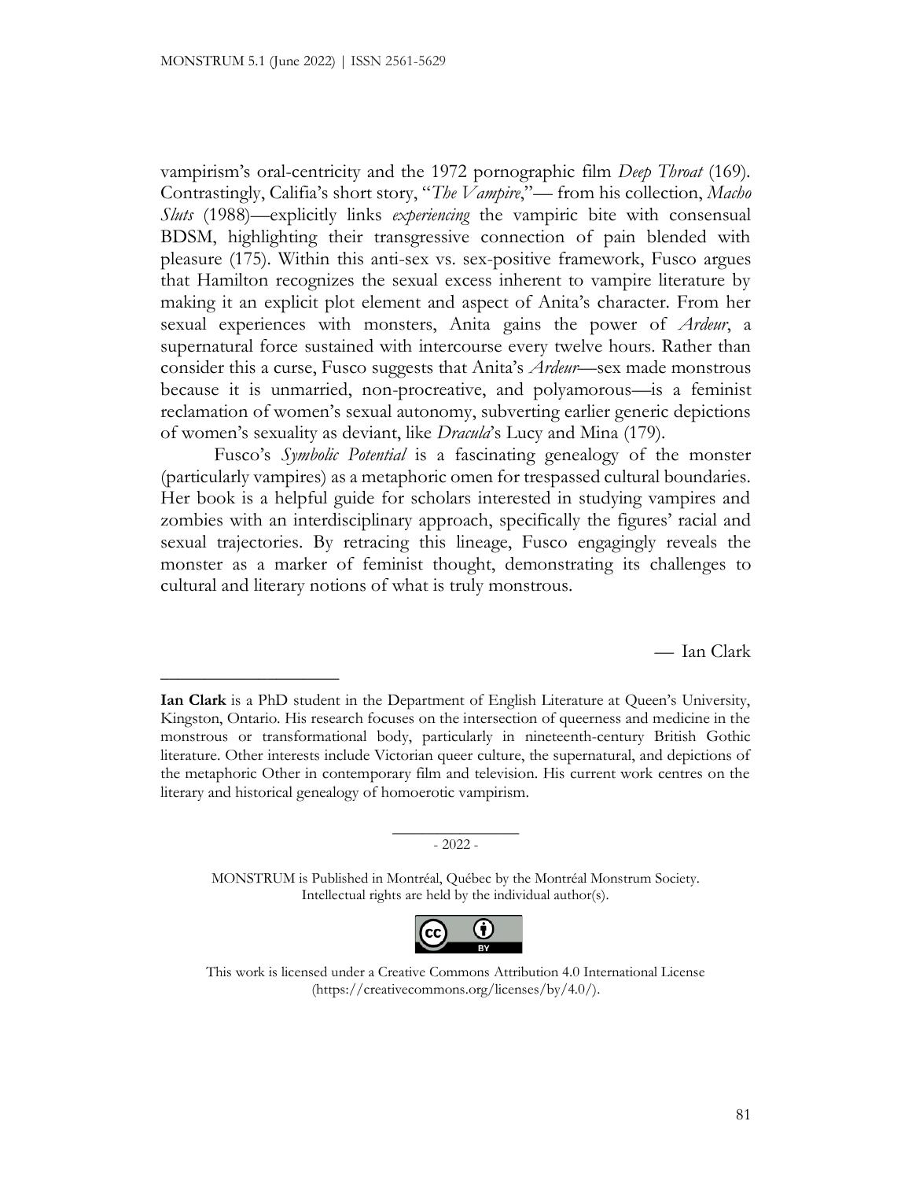vampirism's oral-centricity and the 1972 pornographic film *Deep Throat* (169). Contrastingly, Califia's short story, "*The Vampire*,"— from his collection, *Macho Sluts* (1988)—explicitly links *experiencing* the vampiric bite with consensual BDSM, highlighting their transgressive connection of pain blended with pleasure (175). Within this anti-sex vs. sex-positive framework, Fusco argues that Hamilton recognizes the sexual excess inherent to vampire literature by making it an explicit plot element and aspect of Anita's character. From her sexual experiences with monsters, Anita gains the power of *Ardeur*, a supernatural force sustained with intercourse every twelve hours. Rather than consider this a curse, Fusco suggests that Anita's *Ardeur*—sex made monstrous because it is unmarried, non-procreative, and polyamorous—is a feminist reclamation of women's sexual autonomy, subverting earlier generic depictions of women's sexuality as deviant, like *Dracula*'s Lucy and Mina (179).

Fusco's *Symbolic Potential* is a fascinating genealogy of the monster (particularly vampires) as a metaphoric omen for trespassed cultural boundaries. Her book is a helpful guide for scholars interested in studying vampires and zombies with an interdisciplinary approach, specifically the figures' racial and sexual trajectories. By retracing this lineage, Fusco engagingly reveals the monster as a marker of feminist thought, demonstrating its challenges to cultural and literary notions of what is truly monstrous.

— Ian Clark

---

**Ian Clark** is a PhD student in the Department of English Literature at Queen's University, Kingston, Ontario. His research focuses on the intersection of queerness and medicine in the monstrous or transformational body, particularly in nineteenth-century British Gothic literature. Other interests include Victorian queer culture, the supernatural, and depictions of the metaphoric Other in contemporary film and television. His current work centres on the literary and historical genealogy of homoerotic vampirism.

- 2022 -

MONSTRUM is Published in Montréal, Québec by the Montréal Monstrum Society. Intellectual rights are held by the individual author(s).

This work is licensed under a Creative Commons Attribution 4.0 International License (https://creativecommons.org/licenses/by/4.0/).